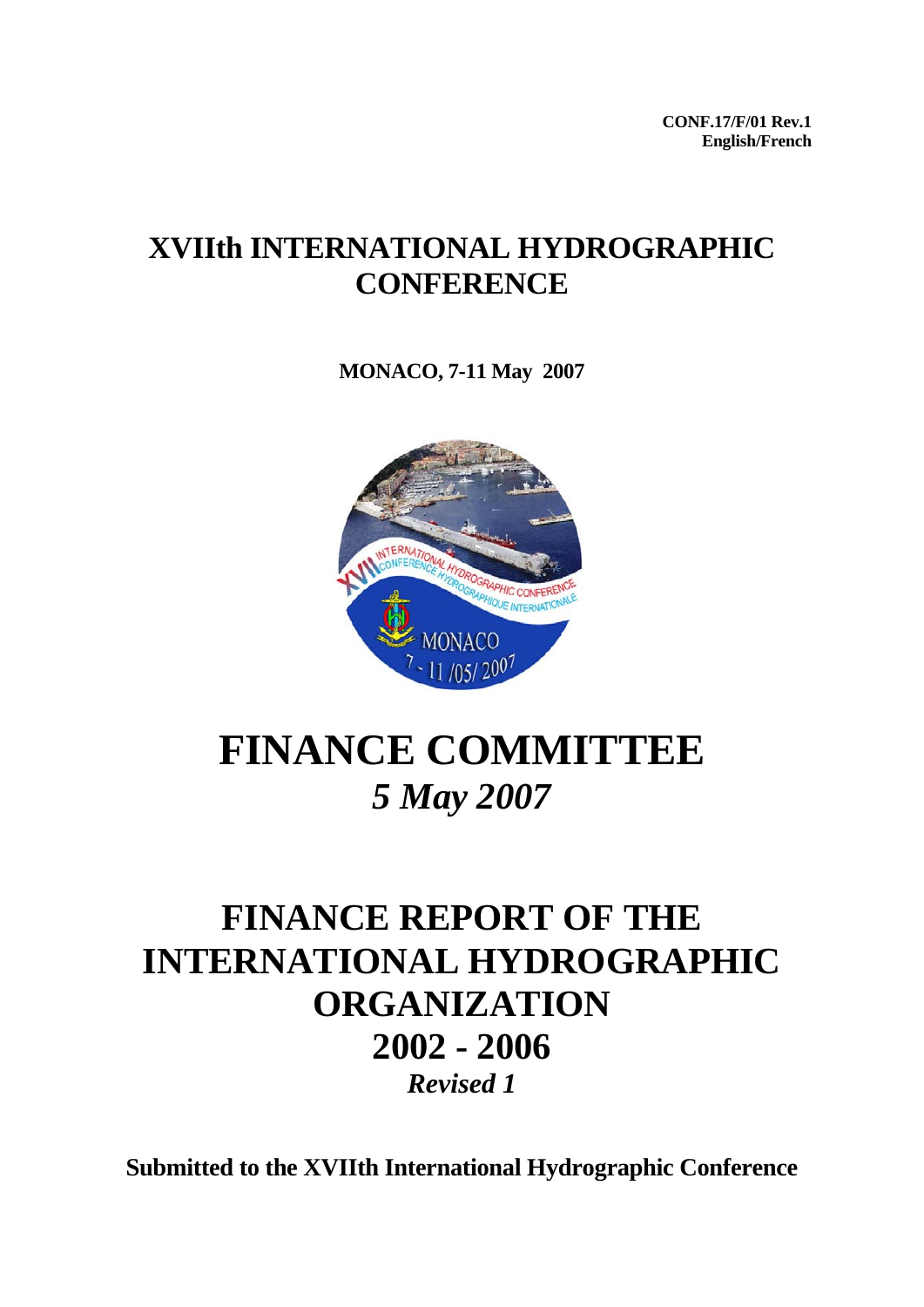**CONF.17/F/01 Rev.1**
**English/French**

# XVIIth INTERNATIONAL HYDROGRAPHIC CONFERENCE

**MONACO, 7-11 May 2007**

# FINANCE COMMITTEE

## *5 May 2007*

# FINANCE REPORT OF THE INTERNATIONAL HYDROGRAPHIC ORGANIZATION 2002 - 2006

***Revised 1***

**Submitted to the XVIIth International Hydrographic Conference**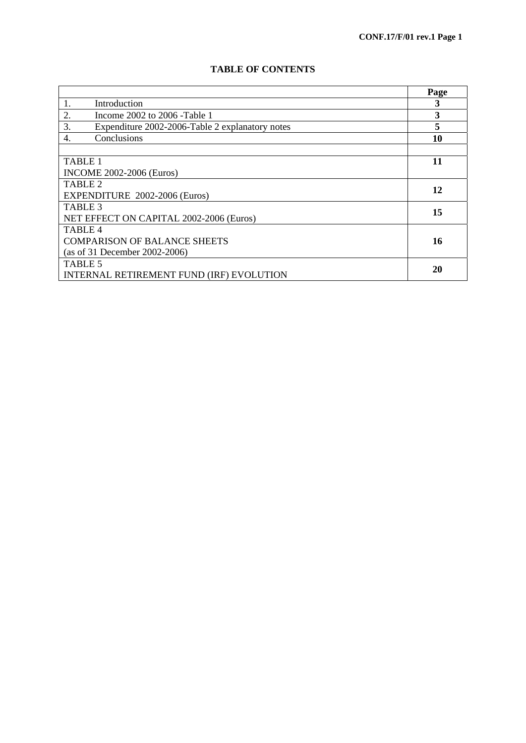# TABLE OF CONTENTS

| | Page |
|---|---|
| 1. Introduction | **3** |
| 2. Income 2002 to 2006 -Table 1 | **3** |
| 3. Expenditure 2002-2006-Table 2 explanatory notes | **5** |
| 4. Conclusions | **10** |
| | |
| TABLE 1<br>INCOME 2002-2006 (Euros) | **11** |
| TABLE 2<br>EXPENDITURE 2002-2006 (Euros) | **12** |
| TABLE 3<br>NET EFFECT ON CAPITAL 2002-2006 (Euros) | **15** |
| TABLE 4<br>COMPARISON OF BALANCE SHEETS<br>(as of 31 December 2002-2006) | **16** |
| TABLE 5<br>INTERNAL RETIREMENT FUND (IRF) EVOLUTION | **20** |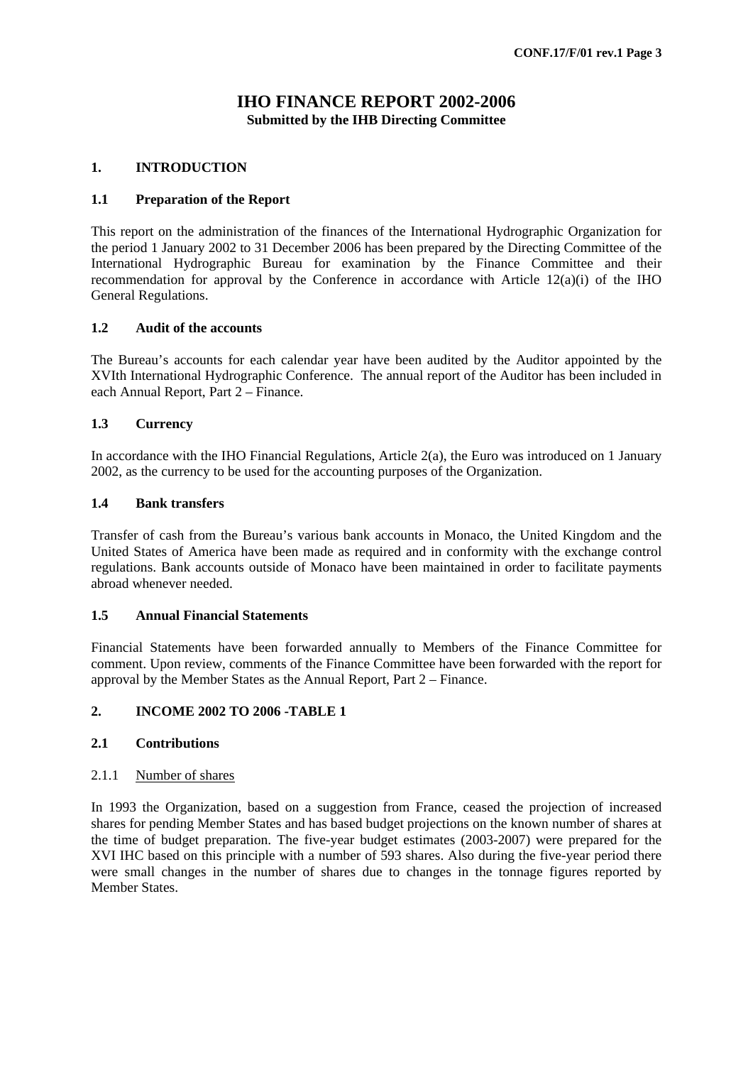# IHO FINANCE REPORT 2002-2006

**Submitted by the IHB Directing Committee**

## 1. INTRODUCTION

### 1.1 Preparation of the Report

This report on the administration of the finances of the International Hydrographic Organization for the period 1 January 2002 to 31 December 2006 has been prepared by the Directing Committee of the International Hydrographic Bureau for examination by the Finance Committee and their recommendation for approval by the Conference in accordance with Article 12(a)(i) of the IHO General Regulations.

### 1.2 Audit of the accounts

The Bureau's accounts for each calendar year have been audited by the Auditor appointed by the XVIth International Hydrographic Conference. The annual report of the Auditor has been included in each Annual Report, Part 2 – Finance.

### 1.3 Currency

In accordance with the IHO Financial Regulations, Article 2(a), the Euro was introduced on 1 January 2002, as the currency to be used for the accounting purposes of the Organization.

### 1.4 Bank transfers

Transfer of cash from the Bureau's various bank accounts in Monaco, the United Kingdom and the United States of America have been made as required and in conformity with the exchange control regulations. Bank accounts outside of Monaco have been maintained in order to facilitate payments abroad whenever needed.

### 1.5 Annual Financial Statements

Financial Statements have been forwarded annually to Members of the Finance Committee for comment. Upon review, comments of the Finance Committee have been forwarded with the report for approval by the Member States as the Annual Report, Part 2 – Finance.

## 2. INCOME 2002 TO 2006 -TABLE 1

### 2.1 Contributions

#### 2.1.1 Number of shares

In 1993 the Organization, based on a suggestion from France, ceased the projection of increased shares for pending Member States and has based budget projections on the known number of shares at the time of budget preparation. The five-year budget estimates (2003-2007) were prepared for the XVI IHC based on this principle with a number of 593 shares. Also during the five-year period there were small changes in the number of shares due to changes in the tonnage figures reported by Member States.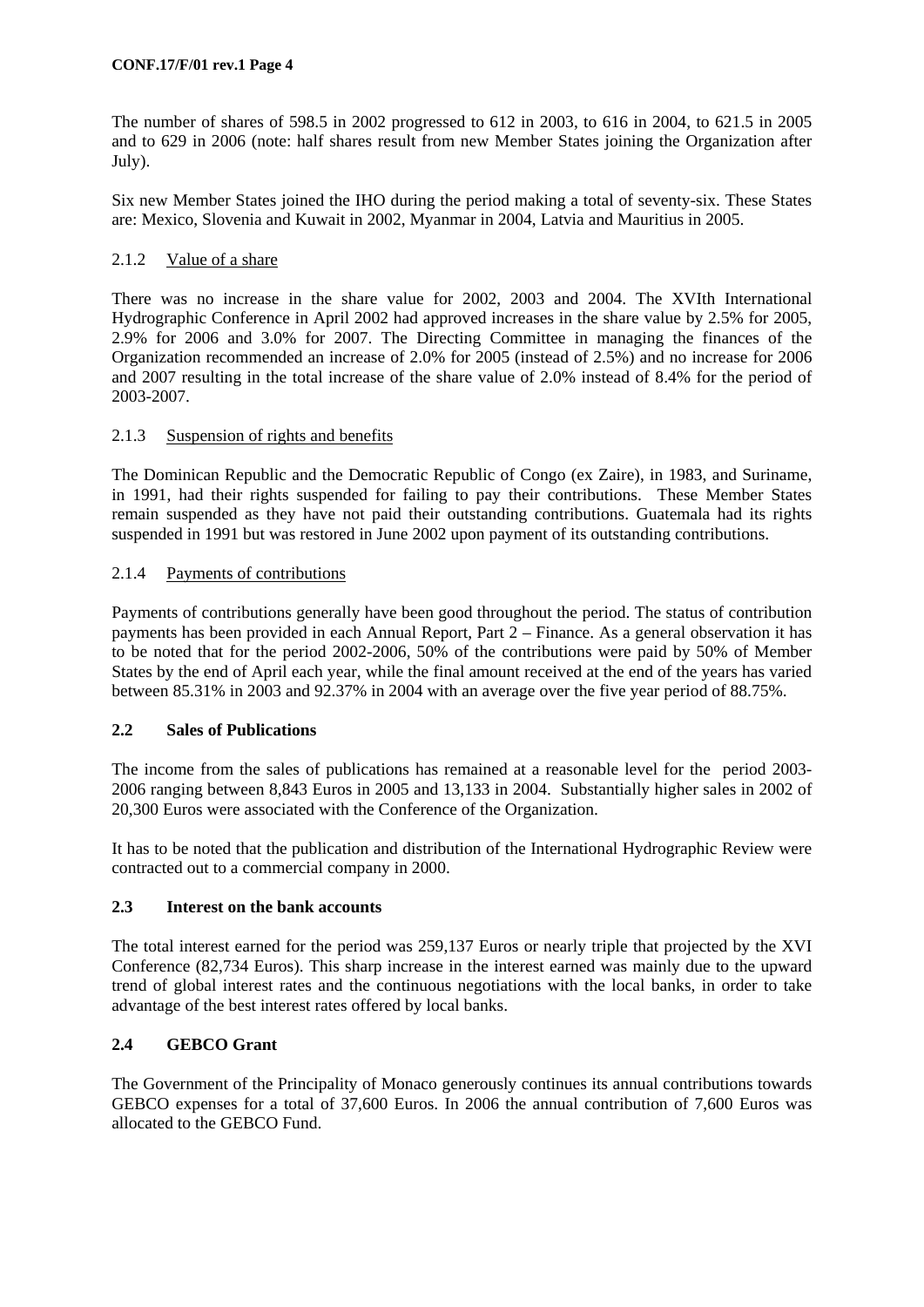The number of shares of 598.5 in 2002 progressed to 612 in 2003, to 616 in 2004, to 621.5 in 2005 and to 629 in 2006 (note: half shares result from new Member States joining the Organization after July).

Six new Member States joined the IHO during the period making a total of seventy-six. These States are: Mexico, Slovenia and Kuwait in 2002, Myanmar in 2004, Latvia and Mauritius in 2005.

### 2.1.2 Value of a share

There was no increase in the share value for 2002, 2003 and 2004. The XVIth International Hydrographic Conference in April 2002 had approved increases in the share value by 2.5% for 2005, 2.9% for 2006 and 3.0% for 2007. The Directing Committee in managing the finances of the Organization recommended an increase of 2.0% for 2005 (instead of 2.5%) and no increase for 2006 and 2007 resulting in the total increase of the share value of 2.0% instead of 8.4% for the period of 2003-2007.

### 2.1.3 Suspension of rights and benefits

The Dominican Republic and the Democratic Republic of Congo (ex Zaire), in 1983, and Suriname, in 1991, had their rights suspended for failing to pay their contributions. These Member States remain suspended as they have not paid their outstanding contributions. Guatemala had its rights suspended in 1991 but was restored in June 2002 upon payment of its outstanding contributions.

### 2.1.4 Payments of contributions

Payments of contributions generally have been good throughout the period. The status of contribution payments has been provided in each Annual Report, Part 2 – Finance. As a general observation it has to be noted that for the period 2002-2006, 50% of the contributions were paid by 50% of Member States by the end of April each year, while the final amount received at the end of the years has varied between 85.31% in 2003 and 92.37% in 2004 with an average over the five year period of 88.75%.

## 2.2 Sales of Publications

The income from the sales of publications has remained at a reasonable level for the period 2003-2006 ranging between 8,843 Euros in 2005 and 13,133 in 2004. Substantially higher sales in 2002 of 20,300 Euros were associated with the Conference of the Organization.

It has to be noted that the publication and distribution of the International Hydrographic Review were contracted out to a commercial company in 2000.

## 2.3 Interest on the bank accounts

The total interest earned for the period was 259,137 Euros or nearly triple that projected by the XVI Conference (82,734 Euros). This sharp increase in the interest earned was mainly due to the upward trend of global interest rates and the continuous negotiations with the local banks, in order to take advantage of the best interest rates offered by local banks.

## 2.4 GEBCO Grant

The Government of the Principality of Monaco generously continues its annual contributions towards GEBCO expenses for a total of 37,600 Euros. In 2006 the annual contribution of 7,600 Euros was allocated to the GEBCO Fund.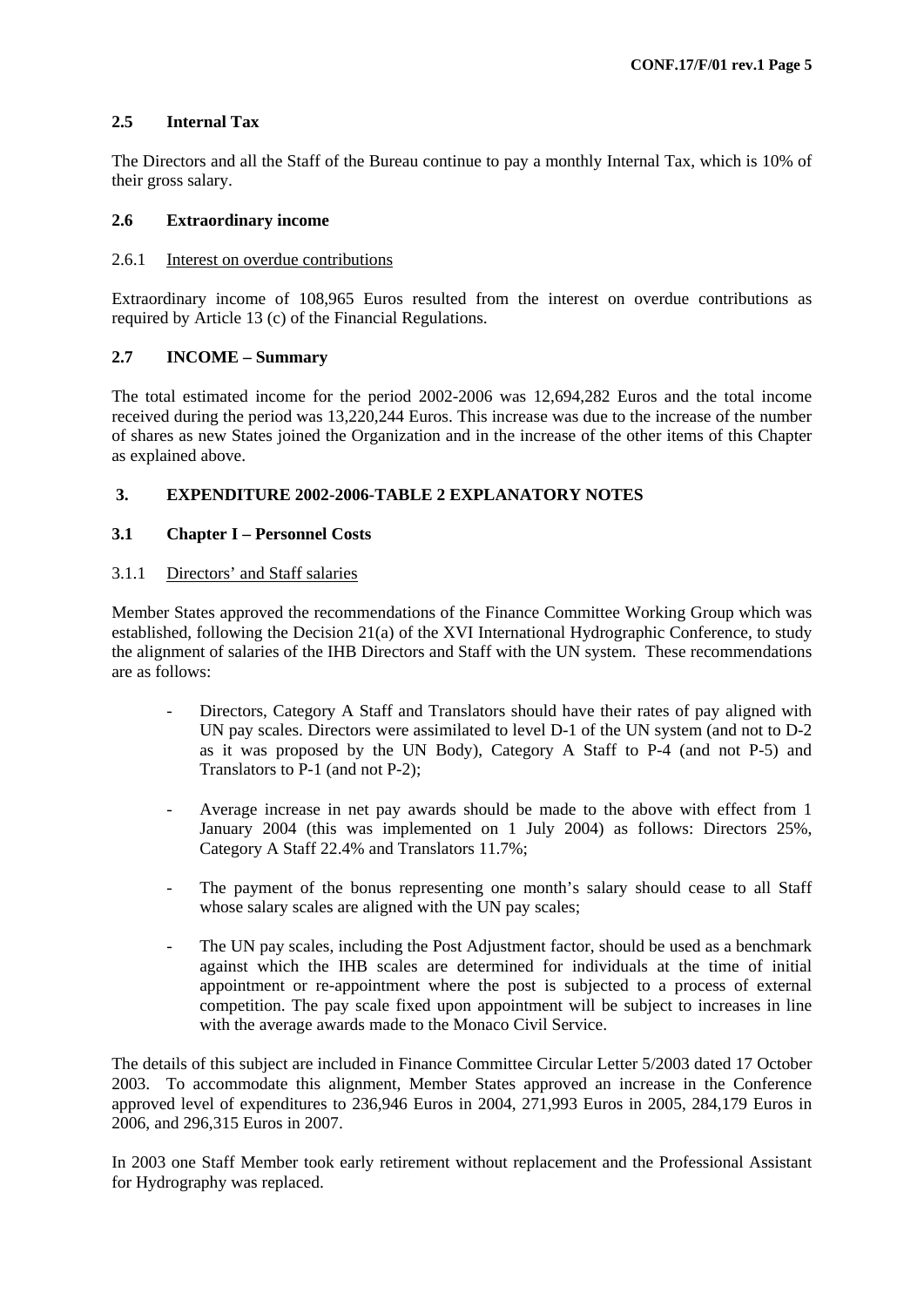### 2.5 Internal Tax

The Directors and all the Staff of the Bureau continue to pay a monthly Internal Tax, which is 10% of their gross salary.

### 2.6 Extraordinary income

#### 2.6.1 Interest on overdue contributions

Extraordinary income of 108,965 Euros resulted from the interest on overdue contributions as required by Article 13 (c) of the Financial Regulations.

### 2.7 INCOME – Summary

The total estimated income for the period 2002-2006 was 12,694,282 Euros and the total income received during the period was 13,220,244 Euros. This increase was due to the increase of the number of shares as new States joined the Organization and in the increase of the other items of this Chapter as explained above.

## 3. EXPENDITURE 2002-2006-TABLE 2 EXPLANATORY NOTES

### 3.1 Chapter I – Personnel Costs

#### 3.1.1 Directors' and Staff salaries

Member States approved the recommendations of the Finance Committee Working Group which was established, following the Decision 21(a) of the XVI International Hydrographic Conference, to study the alignment of salaries of the IHB Directors and Staff with the UN system. These recommendations are as follows:

- Directors, Category A Staff and Translators should have their rates of pay aligned with UN pay scales. Directors were assimilated to level D-1 of the UN system (and not to D-2 as it was proposed by the UN Body), Category A Staff to P-4 (and not P-5) and Translators to P-1 (and not P-2);

- Average increase in net pay awards should be made to the above with effect from 1 January 2004 (this was implemented on 1 July 2004) as follows: Directors 25%, Category A Staff 22.4% and Translators 11.7%;

- The payment of the bonus representing one month's salary should cease to all Staff whose salary scales are aligned with the UN pay scales;

- The UN pay scales, including the Post Adjustment factor, should be used as a benchmark against which the IHB scales are determined for individuals at the time of initial appointment or re-appointment where the post is subjected to a process of external competition. The pay scale fixed upon appointment will be subject to increases in line with the average awards made to the Monaco Civil Service.

The details of this subject are included in Finance Committee Circular Letter 5/2003 dated 17 October 2003. To accommodate this alignment, Member States approved an increase in the Conference approved level of expenditures to 236,946 Euros in 2004, 271,993 Euros in 2005, 284,179 Euros in 2006, and 296,315 Euros in 2007.

In 2003 one Staff Member took early retirement without replacement and the Professional Assistant for Hydrography was replaced.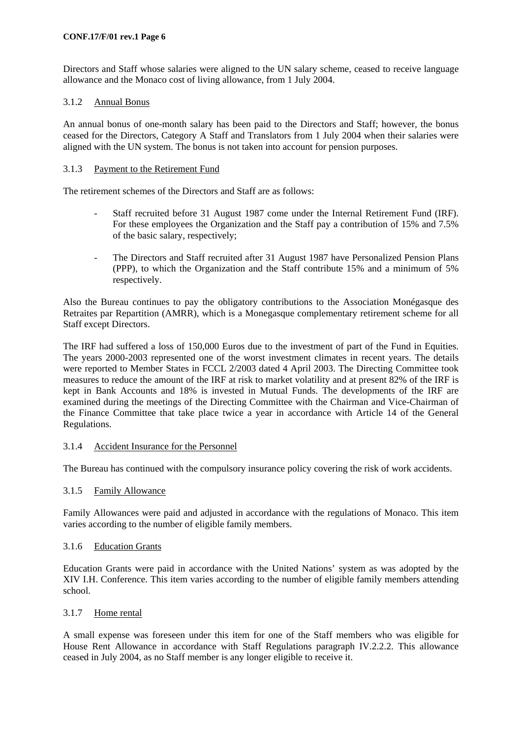Directors and Staff whose salaries were aligned to the UN salary scheme, ceased to receive language allowance and the Monaco cost of living allowance, from 1 July 2004.

#### 3.1.2 Annual Bonus

An annual bonus of one-month salary has been paid to the Directors and Staff; however, the bonus ceased for the Directors, Category A Staff and Translators from 1 July 2004 when their salaries were aligned with the UN system. The bonus is not taken into account for pension purposes.

#### 3.1.3 Payment to the Retirement Fund

The retirement schemes of the Directors and Staff are as follows:

- Staff recruited before 31 August 1987 come under the Internal Retirement Fund (IRF). For these employees the Organization and the Staff pay a contribution of 15% and 7.5% of the basic salary, respectively;
- The Directors and Staff recruited after 31 August 1987 have Personalized Pension Plans (PPP), to which the Organization and the Staff contribute 15% and a minimum of 5% respectively.

Also the Bureau continues to pay the obligatory contributions to the Association Monégasque des Retraites par Repartition (AMRR), which is a Monegasque complementary retirement scheme for all Staff except Directors.

The IRF had suffered a loss of 150,000 Euros due to the investment of part of the Fund in Equities. The years 2000-2003 represented one of the worst investment climates in recent years. The details were reported to Member States in FCCL 2/2003 dated 4 April 2003. The Directing Committee took measures to reduce the amount of the IRF at risk to market volatility and at present 82% of the IRF is kept in Bank Accounts and 18% is invested in Mutual Funds. The developments of the IRF are examined during the meetings of the Directing Committee with the Chairman and Vice-Chairman of the Finance Committee that take place twice a year in accordance with Article 14 of the General Regulations.

#### 3.1.4 Accident Insurance for the Personnel

The Bureau has continued with the compulsory insurance policy covering the risk of work accidents.

#### 3.1.5 Family Allowance

Family Allowances were paid and adjusted in accordance with the regulations of Monaco. This item varies according to the number of eligible family members.

#### 3.1.6 Education Grants

Education Grants were paid in accordance with the United Nations' system as was adopted by the XIV I.H. Conference. This item varies according to the number of eligible family members attending school.

#### 3.1.7 Home rental

A small expense was foreseen under this item for one of the Staff members who was eligible for House Rent Allowance in accordance with Staff Regulations paragraph IV.2.2.2. This allowance ceased in July 2004, as no Staff member is any longer eligible to receive it.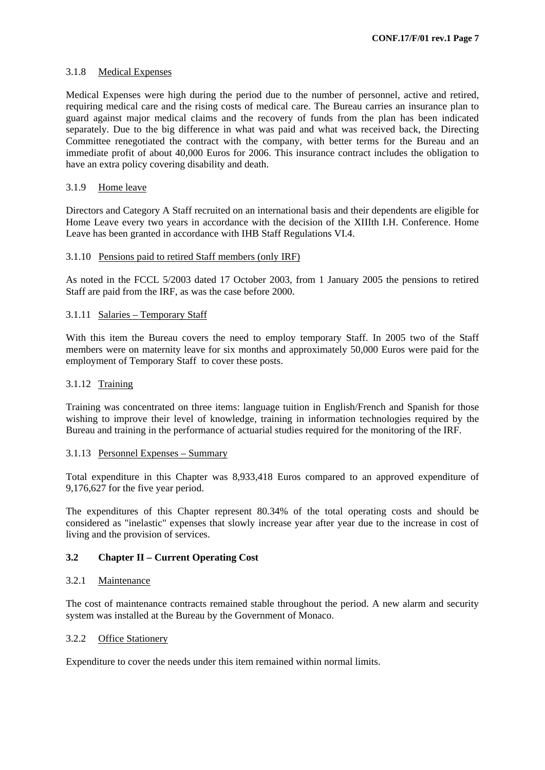3.1.8 Medical Expenses

Medical Expenses were high during the period due to the number of personnel, active and retired, requiring medical care and the rising costs of medical care. The Bureau carries an insurance plan to guard against major medical claims and the recovery of funds from the plan has been indicated separately. Due to the big difference in what was paid and what was received back, the Directing Committee renegotiated the contract with the company, with better terms for the Bureau and an immediate profit of about 40,000 Euros for 2006. This insurance contract includes the obligation to have an extra policy covering disability and death.

3.1.9 Home leave

Directors and Category A Staff recruited on an international basis and their dependents are eligible for Home Leave every two years in accordance with the decision of the XIIIth I.H. Conference. Home Leave has been granted in accordance with IHB Staff Regulations VI.4.

3.1.10 Pensions paid to retired Staff members (only IRF)

As noted in the FCCL 5/2003 dated 17 October 2003, from 1 January 2005 the pensions to retired Staff are paid from the IRF, as was the case before 2000.

3.1.11 Salaries – Temporary Staff

With this item the Bureau covers the need to employ temporary Staff. In 2005 two of the Staff members were on maternity leave for six months and approximately 50,000 Euros were paid for the employment of Temporary Staff to cover these posts.

3.1.12 Training

Training was concentrated on three items: language tuition in English/French and Spanish for those wishing to improve their level of knowledge, training in information technologies required by the Bureau and training in the performance of actuarial studies required for the monitoring of the IRF.

3.1.13 Personnel Expenses – Summary

Total expenditure in this Chapter was 8,933,418 Euros compared to an approved expenditure of 9,176,627 for the five year period.

The expenditures of this Chapter represent 80.34% of the total operating costs and should be considered as "inelastic" expenses that slowly increase year after year due to the increase in cost of living and the provision of services.

### 3.2 Chapter II – Current Operating Cost

3.2.1 Maintenance

The cost of maintenance contracts remained stable throughout the period. A new alarm and security system was installed at the Bureau by the Government of Monaco.

3.2.2 Office Stationery

Expenditure to cover the needs under this item remained within normal limits.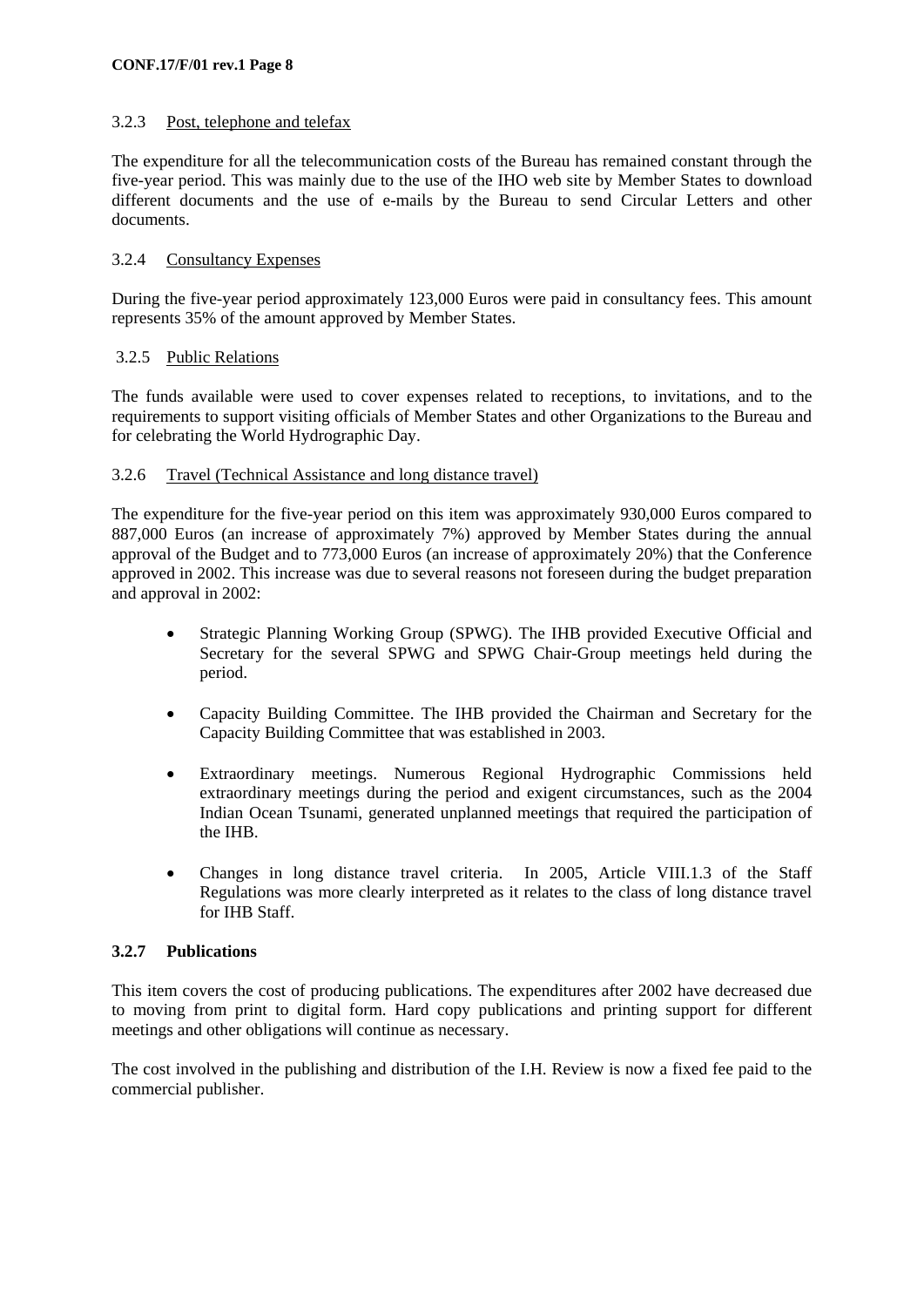### 3.2.3 Post, telephone and telefax

The expenditure for all the telecommunication costs of the Bureau has remained constant through the five-year period. This was mainly due to the use of the IHO web site by Member States to download different documents and the use of e-mails by the Bureau to send Circular Letters and other documents.

### 3.2.4 Consultancy Expenses

During the five-year period approximately 123,000 Euros were paid in consultancy fees. This amount represents 35% of the amount approved by Member States.

### 3.2.5 Public Relations

The funds available were used to cover expenses related to receptions, to invitations, and to the requirements to support visiting officials of Member States and other Organizations to the Bureau and for celebrating the World Hydrographic Day.

### 3.2.6 Travel (Technical Assistance and long distance travel)

The expenditure for the five-year period on this item was approximately 930,000 Euros compared to 887,000 Euros (an increase of approximately 7%) approved by Member States during the annual approval of the Budget and to 773,000 Euros (an increase of approximately 20%) that the Conference approved in 2002. This increase was due to several reasons not foreseen during the budget preparation and approval in 2002:

- Strategic Planning Working Group (SPWG). The IHB provided Executive Official and Secretary for the several SPWG and SPWG Chair-Group meetings held during the period.
- Capacity Building Committee. The IHB provided the Chairman and Secretary for the Capacity Building Committee that was established in 2003.
- Extraordinary meetings. Numerous Regional Hydrographic Commissions held extraordinary meetings during the period and exigent circumstances, such as the 2004 Indian Ocean Tsunami, generated unplanned meetings that required the participation of the IHB.
- Changes in long distance travel criteria. In 2005, Article VIII.1.3 of the Staff Regulations was more clearly interpreted as it relates to the class of long distance travel for IHB Staff.

### 3.2.7 Publications

This item covers the cost of producing publications. The expenditures after 2002 have decreased due to moving from print to digital form. Hard copy publications and printing support for different meetings and other obligations will continue as necessary.

The cost involved in the publishing and distribution of the I.H. Review is now a fixed fee paid to the commercial publisher.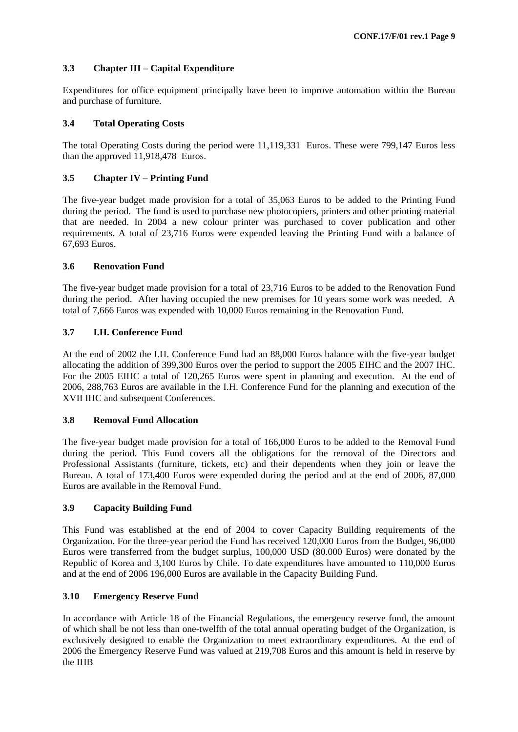### 3.3 Chapter III – Capital Expenditure

Expenditures for office equipment principally have been to improve automation within the Bureau and purchase of furniture.

### 3.4 Total Operating Costs

The total Operating Costs during the period were 11,119,331 Euros. These were 799,147 Euros less than the approved 11,918,478 Euros.

### 3.5 Chapter IV – Printing Fund

The five-year budget made provision for a total of 35,063 Euros to be added to the Printing Fund during the period. The fund is used to purchase new photocopiers, printers and other printing material that are needed. In 2004 a new colour printer was purchased to cover publication and other requirements. A total of 23,716 Euros were expended leaving the Printing Fund with a balance of 67,693 Euros.

### 3.6 Renovation Fund

The five-year budget made provision for a total of 23,716 Euros to be added to the Renovation Fund during the period. After having occupied the new premises for 10 years some work was needed. A total of 7,666 Euros was expended with 10,000 Euros remaining in the Renovation Fund.

### 3.7 I.H. Conference Fund

At the end of 2002 the I.H. Conference Fund had an 88,000 Euros balance with the five-year budget allocating the addition of 399,300 Euros over the period to support the 2005 EIHC and the 2007 IHC. For the 2005 EIHC a total of 120,265 Euros were spent in planning and execution. At the end of 2006, 288,763 Euros are available in the I.H. Conference Fund for the planning and execution of the XVII IHC and subsequent Conferences.

### 3.8 Removal Fund Allocation

The five-year budget made provision for a total of 166,000 Euros to be added to the Removal Fund during the period. This Fund covers all the obligations for the removal of the Directors and Professional Assistants (furniture, tickets, etc) and their dependents when they join or leave the Bureau. A total of 173,400 Euros were expended during the period and at the end of 2006, 87,000 Euros are available in the Removal Fund.

### 3.9 Capacity Building Fund

This Fund was established at the end of 2004 to cover Capacity Building requirements of the Organization. For the three-year period the Fund has received 120,000 Euros from the Budget, 96,000 Euros were transferred from the budget surplus, 100,000 USD (80.000 Euros) were donated by the Republic of Korea and 3,100 Euros by Chile. To date expenditures have amounted to 110,000 Euros and at the end of 2006 196,000 Euros are available in the Capacity Building Fund.

### 3.10 Emergency Reserve Fund

In accordance with Article 18 of the Financial Regulations, the emergency reserve fund, the amount of which shall be not less than one-twelfth of the total annual operating budget of the Organization, is exclusively designed to enable the Organization to meet extraordinary expenditures. At the end of 2006 the Emergency Reserve Fund was valued at 219,708 Euros and this amount is held in reserve by the IHB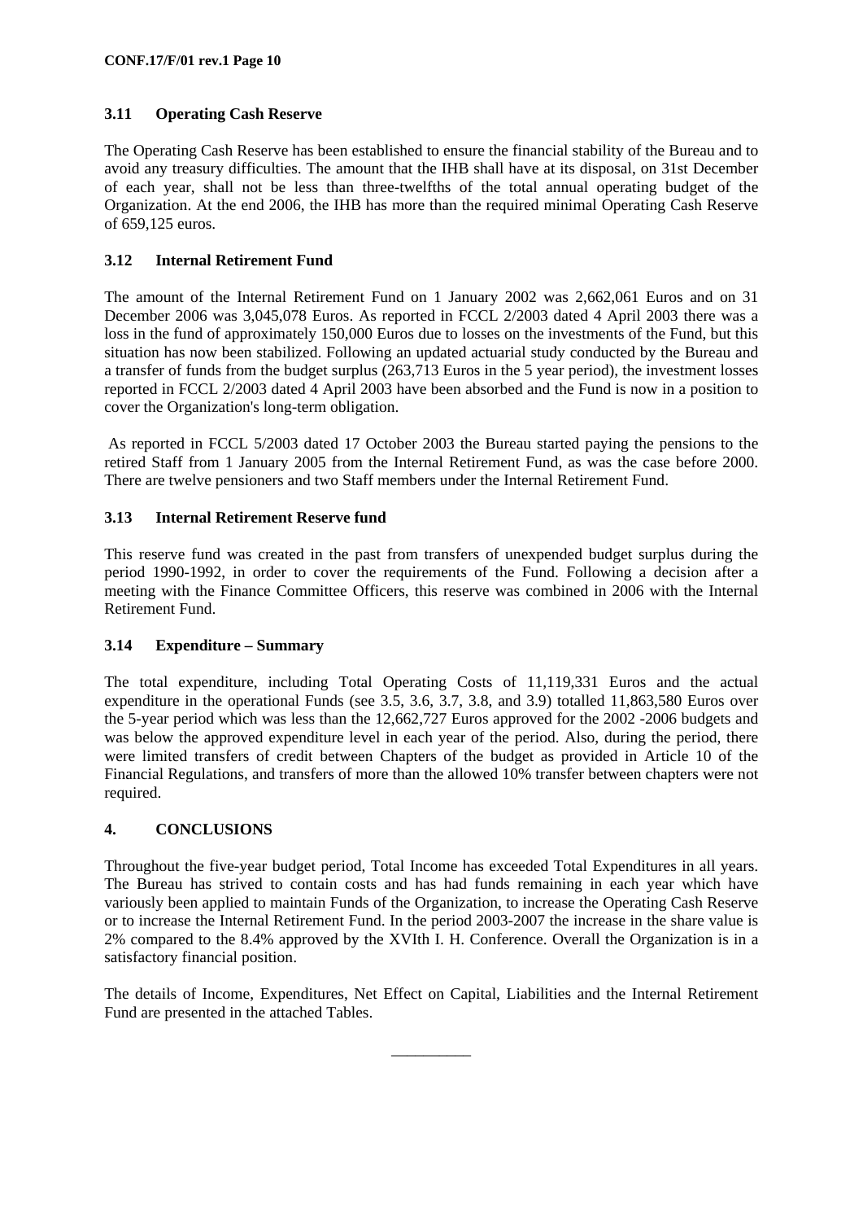### 3.11 Operating Cash Reserve

The Operating Cash Reserve has been established to ensure the financial stability of the Bureau and to avoid any treasury difficulties. The amount that the IHB shall have at its disposal, on 31st December of each year, shall not be less than three-twelfths of the total annual operating budget of the Organization. At the end 2006, the IHB has more than the required minimal Operating Cash Reserve of 659,125 euros.

### 3.12 Internal Retirement Fund

The amount of the Internal Retirement Fund on 1 January 2002 was 2,662,061 Euros and on 31 December 2006 was 3,045,078 Euros. As reported in FCCL 2/2003 dated 4 April 2003 there was a loss in the fund of approximately 150,000 Euros due to losses on the investments of the Fund, but this situation has now been stabilized. Following an updated actuarial study conducted by the Bureau and a transfer of funds from the budget surplus (263,713 Euros in the 5 year period), the investment losses reported in FCCL 2/2003 dated 4 April 2003 have been absorbed and the Fund is now in a position to cover the Organization's long-term obligation.

As reported in FCCL 5/2003 dated 17 October 2003 the Bureau started paying the pensions to the retired Staff from 1 January 2005 from the Internal Retirement Fund, as was the case before 2000. There are twelve pensioners and two Staff members under the Internal Retirement Fund.

### 3.13 Internal Retirement Reserve fund

This reserve fund was created in the past from transfers of unexpended budget surplus during the period 1990-1992, in order to cover the requirements of the Fund. Following a decision after a meeting with the Finance Committee Officers, this reserve was combined in 2006 with the Internal Retirement Fund.

### 3.14 Expenditure – Summary

The total expenditure, including Total Operating Costs of 11,119,331 Euros and the actual expenditure in the operational Funds (see 3.5, 3.6, 3.7, 3.8, and 3.9) totalled 11,863,580 Euros over the 5-year period which was less than the 12,662,727 Euros approved for the 2002 -2006 budgets and was below the approved expenditure level in each year of the period. Also, during the period, there were limited transfers of credit between Chapters of the budget as provided in Article 10 of the Financial Regulations, and transfers of more than the allowed 10% transfer between chapters were not required.

## 4. CONCLUSIONS

Throughout the five-year budget period, Total Income has exceeded Total Expenditures in all years. The Bureau has strived to contain costs and has had funds remaining in each year which have variously been applied to maintain Funds of the Organization, to increase the Operating Cash Reserve or to increase the Internal Retirement Fund. In the period 2003-2007 the increase in the share value is 2% compared to the 8.4% approved by the XVIth I. H. Conference. Overall the Organization is in a satisfactory financial position.

The details of Income, Expenditures, Net Effect on Capital, Liabilities and the Internal Retirement Fund are presented in the attached Tables.

__________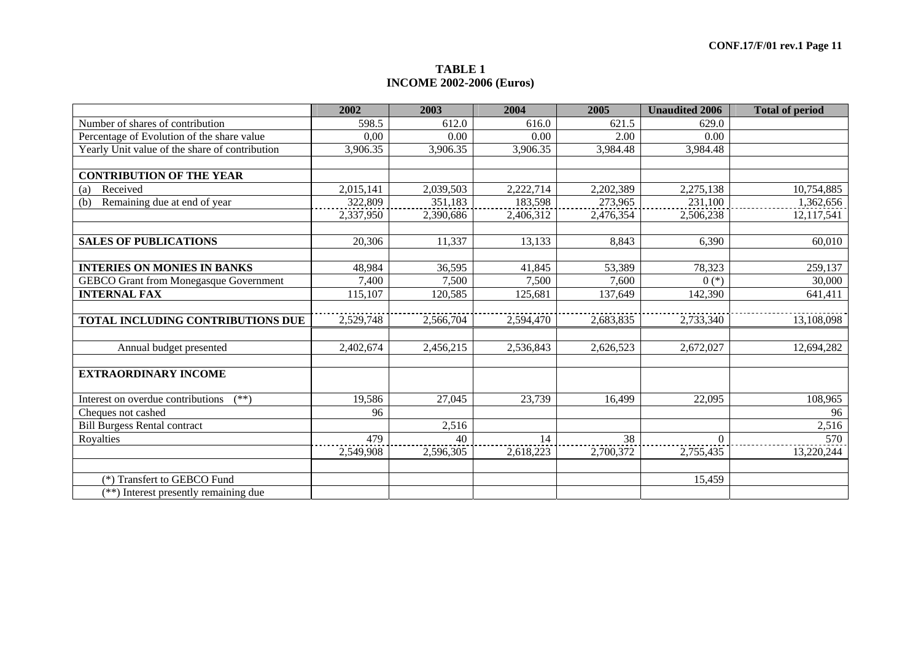**TABLE 1**
**INCOME 2002-2006 (Euros)**

| | 2002 | 2003 | 2004 | 2005 | Unaudited 2006 | Total of period |
|---|---|---|---|---|---|---|
| Number of shares of contribution | 598.5 | 612.0 | 616.0 | 621.5 | 629.0 | |
| Percentage of Evolution of the share value | 0,00 | 0.00 | 0.00 | 2.00 | 0.00 | |
| Yearly Unit value of the share of contribution | 3,906.35 | 3,906.35 | 3,906.35 | 3,984.48 | 3,984.48 | |
| | | | | | | |
| **CONTRIBUTION OF THE YEAR** | | | | | | |
| (a) Received | 2,015,141 | 2,039,503 | 2,222,714 | 2,202,389 | 2,275,138 | 10,754,885 |
| (b) Remaining due at end of year | 322,809 | 351,183 | 183,598 | 273,965 | 231,100 | 1,362,656 |
| | 2,337,950 | 2,390,686 | 2,406,312 | 2,476,354 | 2,506,238 | 12,117,541 |
| | | | | | | |
| **SALES OF PUBLICATIONS** | 20,306 | 11,337 | 13,133 | 8,843 | 6,390 | 60,010 |
| | | | | | | |
| **INTERIES ON MONIES IN BANKS** | 48,984 | 36,595 | 41,845 | 53,389 | 78,323 | 259,137 |
| GEBCO Grant from Monegasque Government | 7,400 | 7,500 | 7,500 | 7,600 | 0 (*) | 30,000 |
| **INTERNAL FAX** | 115,107 | 120,585 | 125,681 | 137,649 | 142,390 | 641,411 |
| | | | | | | |
| **TOTAL INCLUDING CONTRIBUTIONS DUE** | 2,529,748 | 2,566,704 | 2,594,470 | 2,683,835 | 2,733,340 | 13,108,098 |
| | | | | | | |
| Annual budget presented | 2,402,674 | 2,456,215 | 2,536,843 | 2,626,523 | 2,672,027 | 12,694,282 |
| | | | | | | |
| **EXTRAORDINARY INCOME** | | | | | | |
| Interest on overdue contributions (**) | 19,586 | 27,045 | 23,739 | 16,499 | 22,095 | 108,965 |
| Cheques not cashed | 96 | | | | | 96 |
| Bill Burgess Rental contract | | 2,516 | | | | 2,516 |
| Royalties | 479 | 40 | 14 | 38 | 0 | 570 |
| | 2,549,908 | 2,596,305 | 2,618,223 | 2,700,372 | 2,755,435 | 13,220,244 |
| | | | | | | |
| (*) Transfert to GEBCO Fund | | | | | 15,459 | |
| (**) Interest presently remaining due | | | | | | |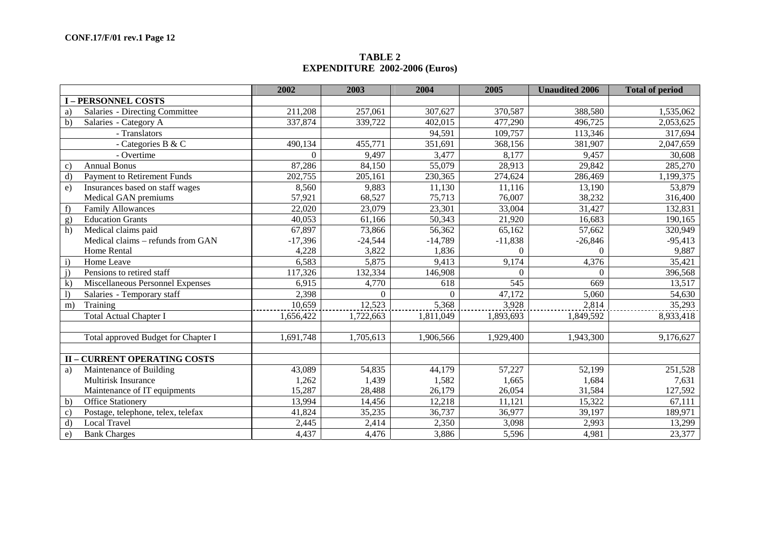**TABLE 2**
**EXPENDITURE 2002-2006 (Euros)**

| | | 2002 | 2003 | 2004 | 2005 | Unaudited 2006 | Total of period |
|---|---|---|---|---|---|---|---|
| | **I – PERSONNEL COSTS** | | | | | | |
| a) | Salaries - Directing Committee | 211,208 | 257,061 | 307,627 | 370,587 | 388,580 | 1,535,062 |
| b) | Salaries - Category A | 337,874 | 339,722 | 402,015 | 477,290 | 496,725 | 2,053,625 |
| | - Translators | | | 94,591 | 109,757 | 113,346 | 317,694 |
| | - Categories B & C | 490,134 | 455,771 | 351,691 | 368,156 | 381,907 | 2,047,659 |
| | - Overtime | 0 | 9,497 | 3,477 | 8,177 | 9,457 | 30,608 |
| c) | Annual Bonus | 87,286 | 84,150 | 55,079 | 28,913 | 29,842 | 285,270 |
| d) | Payment to Retirement Funds | 202,755 | 205,161 | 230,365 | 274,624 | 286,469 | 1,199,375 |
| e) | Insurances based on staff wages | 8,560 | 9,883 | 11,130 | 11,116 | 13,190 | 53,879 |
| | Medical GAN premiums | 57,921 | 68,527 | 75,713 | 76,007 | 38,232 | 316,400 |
| f) | Family Allowances | 22,020 | 23,079 | 23,301 | 33,004 | 31,427 | 132,831 |
| g) | Education Grants | 40,053 | 61,166 | 50,343 | 21,920 | 16,683 | 190,165 |
| h) | Medical claims paid | 67,897 | 73,866 | 56,362 | 65,162 | 57,662 | 320,949 |
| | Medical claims – refunds from GAN | -17,396 | -24,544 | -14,789 | -11,838 | -26,846 | -95,413 |
| | Home Rental | 4,228 | 3,822 | 1,836 | 0 | 0 | 9,887 |
| i) | Home Leave | 6,583 | 5,875 | 9,413 | 9,174 | 4,376 | 35,421 |
| j) | Pensions to retired staff | 117,326 | 132,334 | 146,908 | 0 | 0 | 396,568 |
| k) | Miscellaneous Personnel Expenses | 6,915 | 4,770 | 618 | 545 | 669 | 13,517 |
| l) | Salaries - Temporary staff | 2,398 | 0 | 0 | 47,172 | 5,060 | 54,630 |
| m) | Training | 10,659 | 12,523 | 5,368 | 3,928 | 2,814 | 35,293 |
| | Total Actual Chapter I | 1,656,422 | 1,722,663 | 1,811,049 | 1,893,693 | 1,849,592 | 8,933,418 |
| | | | | | | | |
| | Total approved Budget for Chapter I | 1,691,748 | 1,705,613 | 1,906,566 | 1,929,400 | 1,943,300 | 9,176,627 |
| | | | | | | | |
| | **II – CURRENT OPERATING COSTS** | | | | | | |
| a) | Maintenance of Building | 43,089 | 54,835 | 44,179 | 57,227 | 52,199 | 251,528 |
| | Multirisk Insurance | 1,262 | 1,439 | 1,582 | 1,665 | 1,684 | 7,631 |
| | Maintenance of IT equipments | 15,287 | 28,488 | 26,179 | 26,054 | 31,584 | 127,592 |
| b) | Office Stationery | 13,994 | 14,456 | 12,218 | 11,121 | 15,322 | 67,111 |
| c) | Postage, telephone, telex, telefax | 41,824 | 35,235 | 36,737 | 36,977 | 39,197 | 189,971 |
| d) | Local Travel | 2,445 | 2,414 | 2,350 | 3,098 | 2,993 | 13,299 |
| e) | Bank Charges | 4,437 | 4,476 | 3,886 | 5,596 | 4,981 | 23,377 |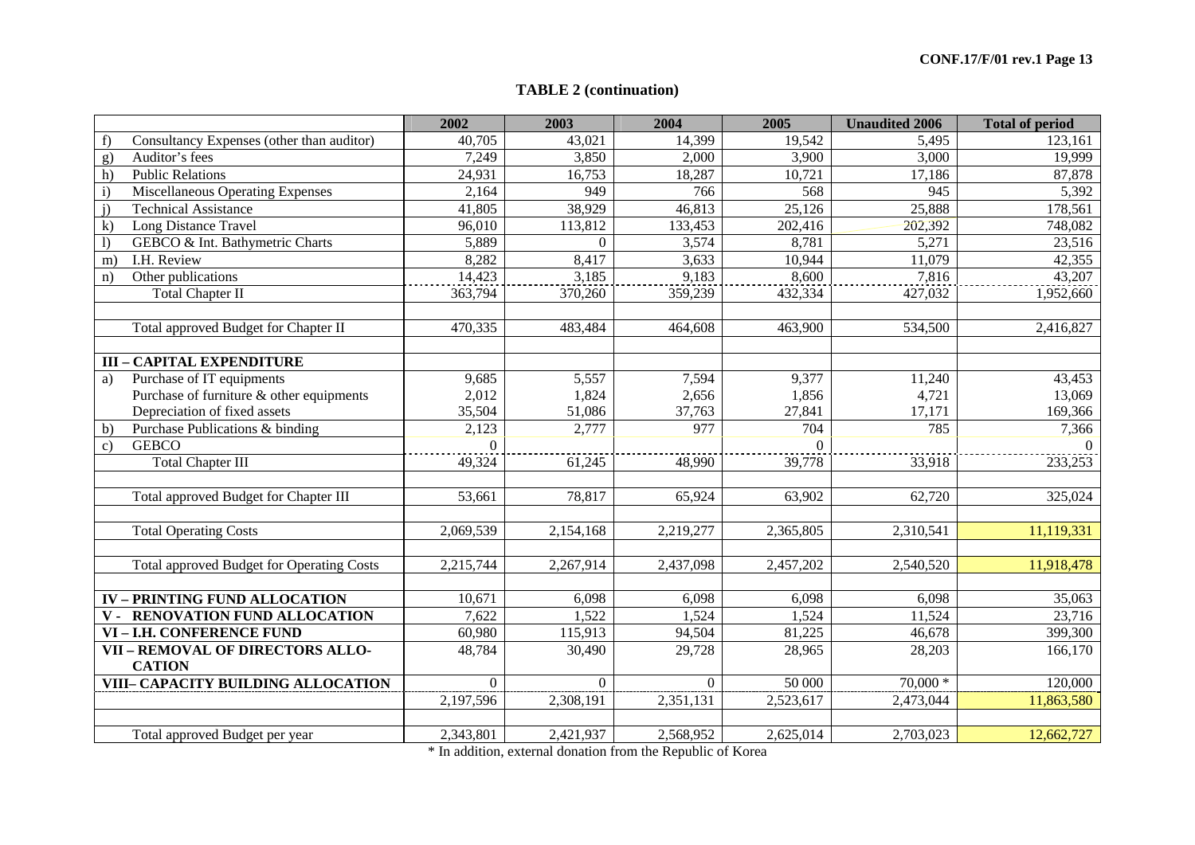## TABLE 2 (continuation)

| | 2002 | 2003 | 2004 | 2005 | Unaudited 2006 | Total of period |
|---|---|---|---|---|---|---|
| f) Consultancy Expenses (other than auditor) | 40,705 | 43,021 | 14,399 | 19,542 | 5,495 | 123,161 |
| g) Auditor's fees | 7,249 | 3,850 | 2,000 | 3,900 | 3,000 | 19,999 |
| h) Public Relations | 24,931 | 16,753 | 18,287 | 10,721 | 17,186 | 87,878 |
| i) Miscellaneous Operating Expenses | 2,164 | 949 | 766 | 568 | 945 | 5,392 |
| j) Technical Assistance | 41,805 | 38,929 | 46,813 | 25,126 | 25,888 | 178,561 |
| k) Long Distance Travel | 96,010 | 113,812 | 133,453 | 202,416 | 202,392 | 748,082 |
| l) GEBCO & Int. Bathymetric Charts | 5,889 | 0 | 3,574 | 8,781 | 5,271 | 23,516 |
| m) I.H. Review | 8,282 | 8,417 | 3,633 | 10,944 | 11,079 | 42,355 |
| n) Other publications | 14,423 | 3,185 | 9,183 | 8,600 | 7,816 | 43,207 |
| Total Chapter II | 363,794 | 370,260 | 359,239 | 432,334 | 427,032 | 1,952,660 |
| | | | | | | |
| Total approved Budget for Chapter II | 470,335 | 483,484 | 464,608 | 463,900 | 534,500 | 2,416,827 |
| | | | | | | |
| **III – CAPITAL EXPENDITURE** | | | | | | |
| a) Purchase of IT equipments | 9,685 | 5,557 | 7,594 | 9,377 | 11,240 | 43,453 |
| Purchase of furniture & other equipments | 2,012 | 1,824 | 2,656 | 1,856 | 4,721 | 13,069 |
| Depreciation of fixed assets | 35,504 | 51,086 | 37,763 | 27,841 | 17,171 | 169,366 |
| b) Purchase Publications & binding | 2,123 | 2,777 | 977 | 704 | 785 | 7,366 |
| c) GEBCO | 0 | | | 0 | | 0 |
| Total Chapter III | 49,324 | 61,245 | 48,990 | 39,778 | 33,918 | 233,253 |
| | | | | | | |
| Total approved Budget for Chapter III | 53,661 | 78,817 | 65,924 | 63,902 | 62,720 | 325,024 |
| | | | | | | |
| Total Operating Costs | 2,069,539 | 2,154,168 | 2,219,277 | 2,365,805 | 2,310,541 | 11,119,331 |
| | | | | | | |
| Total approved Budget for Operating Costs | 2,215,744 | 2,267,914 | 2,437,098 | 2,457,202 | 2,540,520 | 11,918,478 |
| | | | | | | |
| **IV – PRINTING FUND ALLOCATION** | 10,671 | 6,098 | 6,098 | 6,098 | 6,098 | 35,063 |
| **V - RENOVATION FUND ALLOCATION** | 7,622 | 1,522 | 1,524 | 1,524 | 11,524 | 23,716 |
| **VI – I.H. CONFERENCE FUND** | 60,980 | 115,913 | 94,504 | 81,225 | 46,678 | 399,300 |
| **VII – REMOVAL OF DIRECTORS ALLO-CATION** | 48,784 | 30,490 | 29,728 | 28,965 | 28,203 | 166,170 |
| **VIII– CAPACITY BUILDING ALLOCATION** | 0 | 0 | 0 | 50 000 | 70,000 * | 120,000 |
| | 2,197,596 | 2,308,191 | 2,351,131 | 2,523,617 | 2,473,044 | 11,863,580 |
| | | | | | | |
| Total approved Budget per year | 2,343,801 | 2,421,937 | 2,568,952 | 2,625,014 | 2,703,023 | 12,662,727 |

* In addition, external donation from the Republic of Korea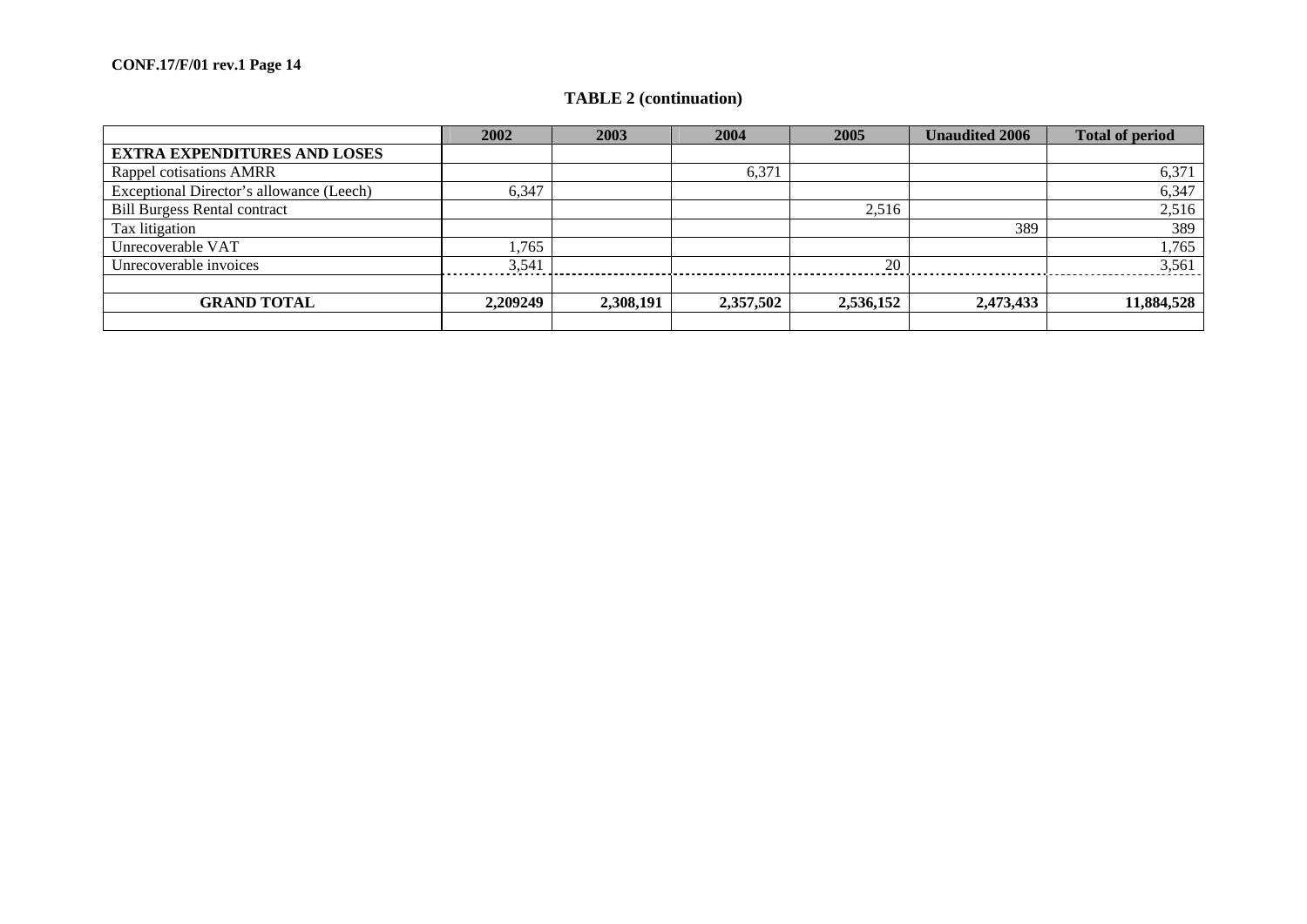**TABLE 2 (continuation)**

| | 2002 | 2003 | 2004 | 2005 | Unaudited 2006 | Total of period |
|---|---|---|---|---|---|---|
| **EXTRA EXPENDITURES AND LOSES** | | | | | | |
| Rappel cotisations AMRR | | | 6,371 | | | 6,371 |
| Exceptional Director's allowance (Leech) | 6,347 | | | | | 6,347 |
| Bill Burgess Rental contract | | | | 2,516 | | 2,516 |
| Tax litigation | | | | | 389 | 389 |
| Unrecoverable VAT | 1,765 | | | | | 1,765 |
| Unrecoverable invoices | 3,541 | | | 20 | | 3,561 |
| | | | | | | |
| **GRAND TOTAL** | **2,209249** | **2,308,191** | **2,357,502** | **2,536,152** | **2,473,433** | **11,884,528** |
| | | | | | | |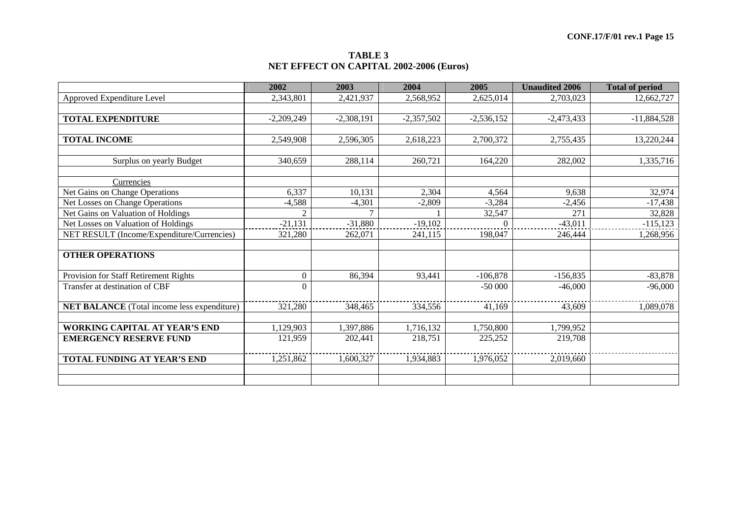**TABLE 3**
**NET EFFECT ON CAPITAL 2002-2006 (Euros)**

| | 2002 | 2003 | 2004 | 2005 | Unaudited 2006 | Total of period |
|---|---|---|---|---|---|---|
| Approved Expenditure Level | 2,343,801 | 2,421,937 | 2,568,952 | 2,625,014 | 2,703,023 | 12,662,727 |
| | | | | | | |
| **TOTAL EXPENDITURE** | -2,209,249 | -2,308,191 | -2,357,502 | -2,536,152 | -2,473,433 | -11,884,528 |
| | | | | | | |
| **TOTAL INCOME** | 2,549,908 | 2,596,305 | 2,618,223 | 2,700,372 | 2,755,435 | 13,220,244 |
| | | | | | | |
| Surplus on yearly Budget | 340,659 | 288,114 | 260,721 | 164,220 | 282,002 | 1,335,716 |
| | | | | | | |
| Currencies | | | | | | |
| Net Gains on Change Operations | 6,337 | 10,131 | 2,304 | 4,564 | 9,638 | 32,974 |
| Net Losses on Change Operations | -4,588 | -4,301 | -2,809 | -3,284 | -2,456 | -17,438 |
| Net Gains on Valuation of Holdings | 2 | 7 | 1 | 32,547 | 271 | 32,828 |
| Net Losses on Valuation of Holdings | -21,131 | -31,880 | -19,102 | 0 | -43,011 | -115,123 |
| NET RESULT (Income/Expenditure/Currencies) | 321,280 | 262,071 | 241,115 | 198,047 | 246,444 | 1,268,956 |
| | | | | | | |
| **OTHER OPERATIONS** | | | | | | |
| Provision for Staff Retirement Rights | 0 | 86,394 | 93,441 | -106,878 | -156,835 | -83,878 |
| Transfer at destination of CBF | 0 | | | -50 000 | -46,000 | -96,000 |
| **NET BALANCE** (Total income less expenditure) | 321,280 | 348,465 | 334,556 | 41,169 | 43,609 | 1,089,078 |
| | | | | | | |
| **WORKING CAPITAL AT YEAR'S END** | 1,129,903 | 1,397,886 | 1,716,132 | 1,750,800 | 1,799,952 | |
| **EMERGENCY RESERVE FUND** | 121,959 | 202,441 | 218,751 | 225,252 | 219,708 | |
| **TOTAL FUNDING AT YEAR'S END** | 1,251,862 | 1,600,327 | 1,934,883 | 1,976,052 | 2,019,660 | |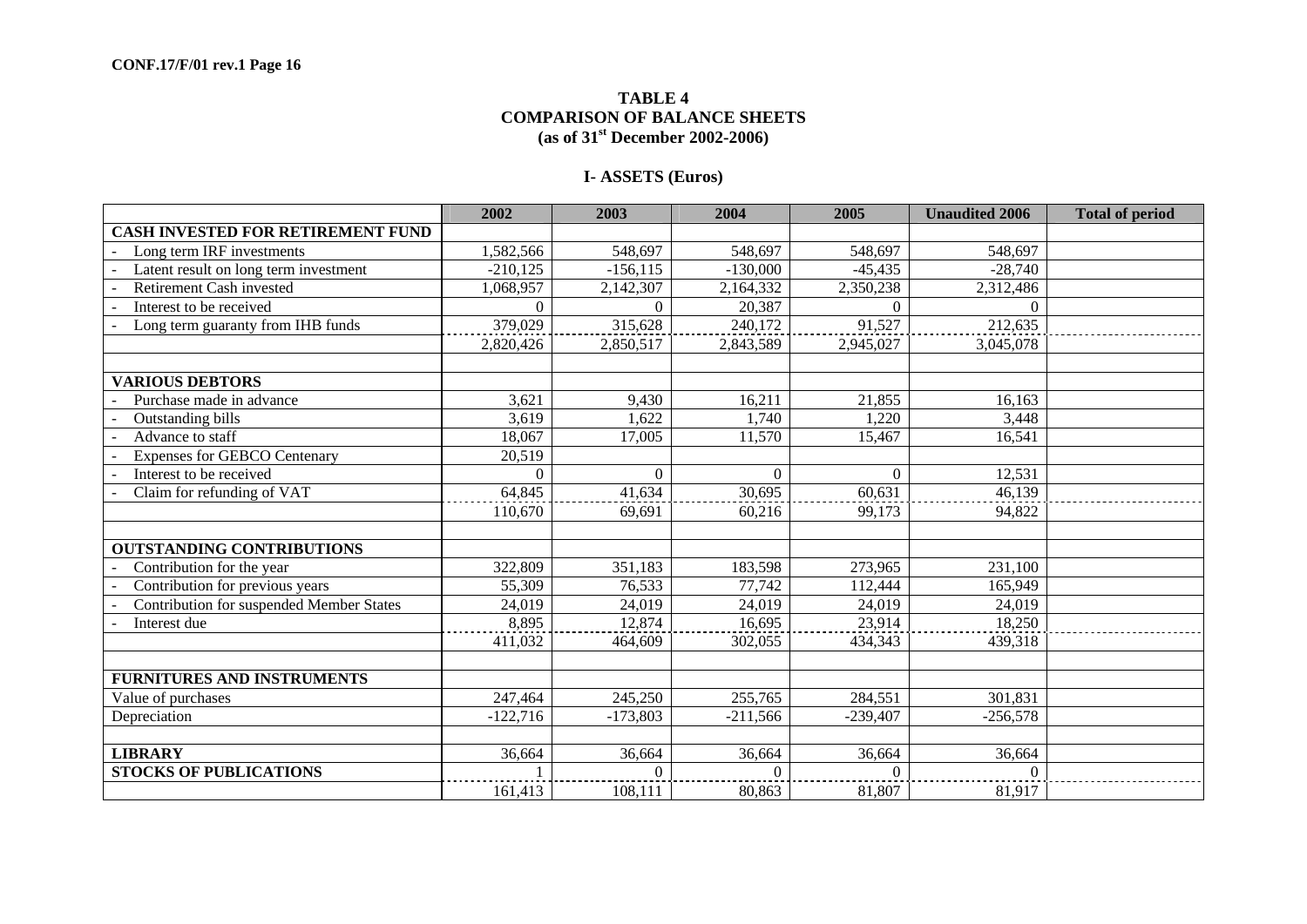**TABLE 4**
**COMPARISON OF BALANCE SHEETS**
**(as of 31st December 2002-2006)**

## I- ASSETS (Euros)

| | 2002 | 2003 | 2004 | 2005 | Unaudited 2006 | Total of period |
|---|---|---|---|---|---|---|
| **CASH INVESTED FOR RETIREMENT FUND** | | | | | | |
| - Long term IRF investments | 1,582,566 | 548,697 | 548,697 | 548,697 | 548,697 | |
| - Latent result on long term investment | -210,125 | -156,115 | -130,000 | -45,435 | -28,740 | |
| - Retirement Cash invested | 1,068,957 | 2,142,307 | 2,164,332 | 2,350,238 | 2,312,486 | |
| - Interest to be received | 0 | 0 | 20,387 | 0 | 0 | |
| - Long term guaranty from IHB funds | 379,029 | 315,628 | 240,172 | 91,527 | 212,635 | |
| | 2,820,426 | 2,850,517 | 2,843,589 | 2,945,027 | 3,045,078 | |
| | | | | | | |
| **VARIOUS DEBTORS** | | | | | | |
| - Purchase made in advance | 3,621 | 9,430 | 16,211 | 21,855 | 16,163 | |
| - Outstanding bills | 3,619 | 1,622 | 1,740 | 1,220 | 3,448 | |
| - Advance to staff | 18,067 | 17,005 | 11,570 | 15,467 | 16,541 | |
| - Expenses for GEBCO Centenary | 20,519 | | | | | |
| - Interest to be received | 0 | 0 | 0 | 0 | 12,531 | |
| - Claim for refunding of VAT | 64,845 | 41,634 | 30,695 | 60,631 | 46,139 | |
| | 110,670 | 69,691 | 60,216 | 99,173 | 94,822 | |
| | | | | | | |
| **OUTSTANDING CONTRIBUTIONS** | | | | | | |
| - Contribution for the year | 322,809 | 351,183 | 183,598 | 273,965 | 231,100 | |
| - Contribution for previous years | 55,309 | 76,533 | 77,742 | 112,444 | 165,949 | |
| - Contribution for suspended Member States | 24,019 | 24,019 | 24,019 | 24,019 | 24,019 | |
| - Interest due | 8,895 | 12,874 | 16,695 | 23,914 | 18,250 | |
| | 411,032 | 464,609 | 302,055 | 434,343 | 439,318 | |
| | | | | | | |
| **FURNITURES AND INSTRUMENTS** | | | | | | |
| Value of purchases | 247,464 | 245,250 | 255,765 | 284,551 | 301,831 | |
| Depreciation | -122,716 | -173,803 | -211,566 | -239,407 | -256,578 | |
| | | | | | | |
| **LIBRARY** | 36,664 | 36,664 | 36,664 | 36,664 | 36,664 | |
| **STOCKS OF PUBLICATIONS** | 1 | 0 | 0 | 0 | 0 | |
| | 161,413 | 108,111 | 80,863 | 81,807 | 81,917 | |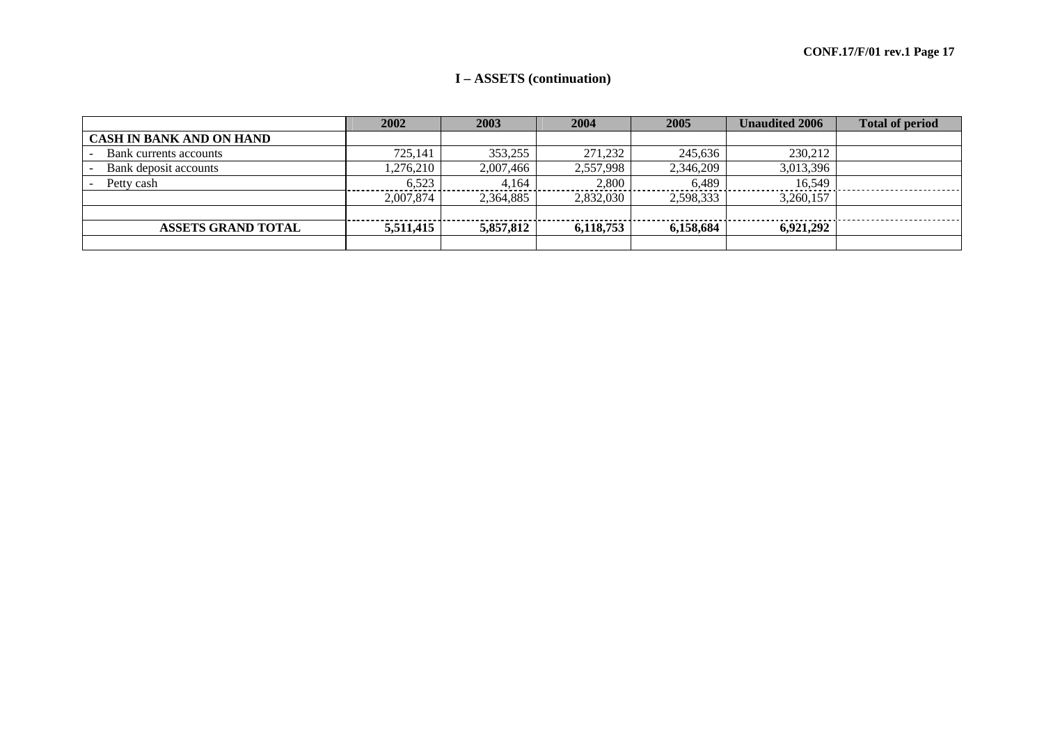# I – ASSETS (continuation)

| | 2002 | 2003 | 2004 | 2005 | Unaudited 2006 | Total of period |
|---|---|---|---|---|---|---|
| **CASH IN BANK AND ON HAND** | | | | | | |
| - Bank currents accounts | 725,141 | 353,255 | 271,232 | 245,636 | 230,212 | |
| - Bank deposit accounts | 1,276,210 | 2,007,466 | 2,557,998 | 2,346,209 | 3,013,396 | |
| - Petty cash | 6,523 | 4,164 | 2,800 | 6,489 | 16,549 | |
| | 2,007,874 | 2,364,885 | 2,832,030 | 2,598,333 | 3,260,157 | |
| | | | | | | |
| **ASSETS GRAND TOTAL** | **5,511,415** | **5,857,812** | **6,118,753** | **6,158,684** | **6,921,292** | |
| | | | | | | |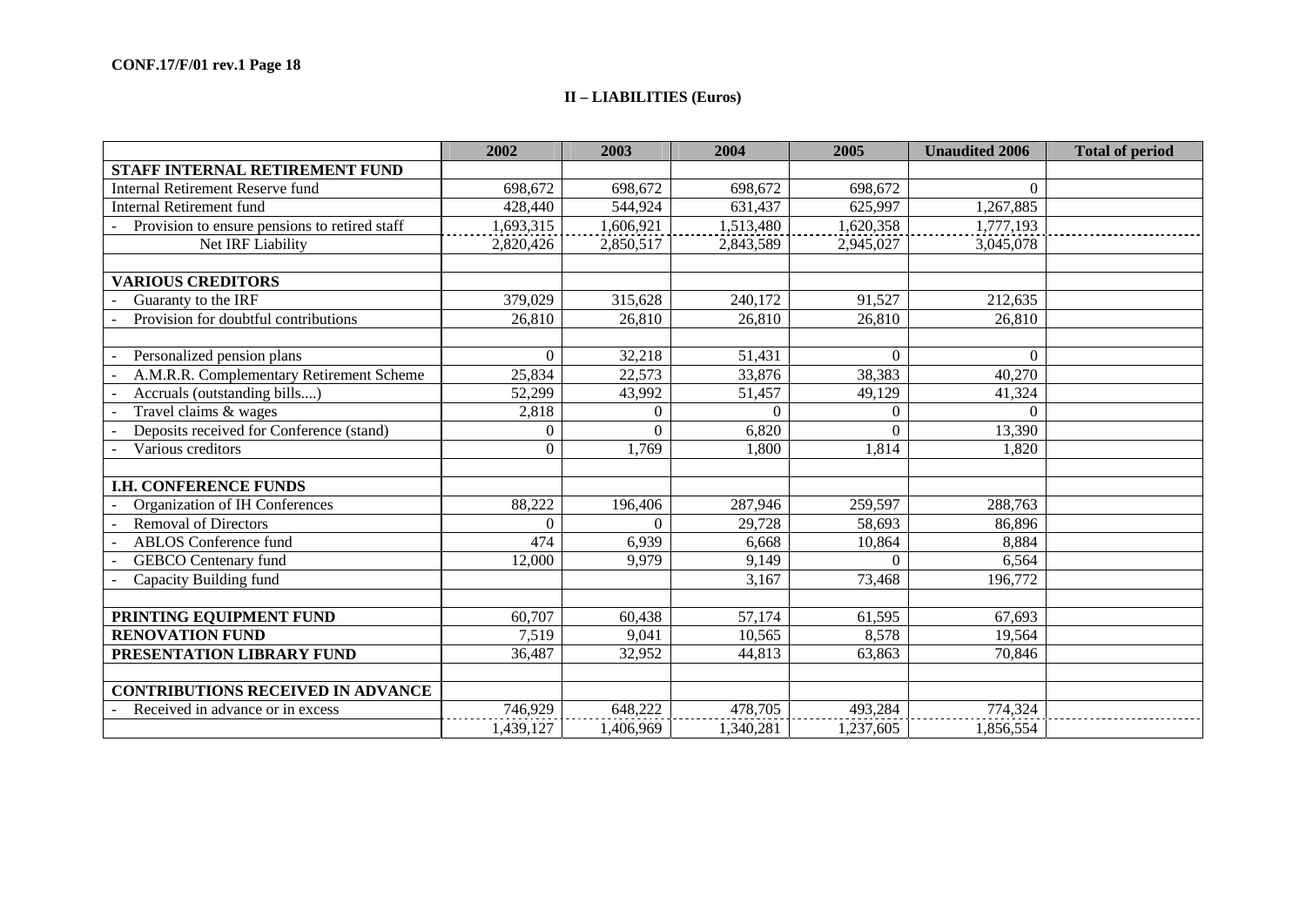## II – LIABILITIES (Euros)

| | 2002 | 2003 | 2004 | 2005 | Unaudited 2006 | Total of period |
|---|---|---|---|---|---|---|
| **STAFF INTERNAL RETIREMENT FUND** | | | | | | |
| Internal Retirement Reserve fund | 698,672 | 698,672 | 698,672 | 698,672 | 0 | |
| Internal Retirement fund | 428,440 | 544,924 | 631,437 | 625,997 | 1,267,885 | |
| - Provision to ensure pensions to retired staff | 1,693,315 | 1,606,921 | 1,513,480 | 1,620,358 | 1,777,193 | |
| Net IRF Liability | 2,820,426 | 2,850,517 | 2,843,589 | 2,945,027 | 3,045,078 | |
| | | | | | | |
| **VARIOUS CREDITORS** | | | | | | |
| - Guaranty to the IRF | 379,029 | 315,628 | 240,172 | 91,527 | 212,635 | |
| - Provision for doubtful contributions | 26,810 | 26,810 | 26,810 | 26,810 | 26,810 | |
| | | | | | | |
| - Personalized pension plans | 0 | 32,218 | 51,431 | 0 | 0 | |
| - A.M.R.R. Complementary Retirement Scheme | 25,834 | 22,573 | 33,876 | 38,383 | 40,270 | |
| - Accruals (outstanding bills....) | 52,299 | 43,992 | 51,457 | 49,129 | 41,324 | |
| - Travel claims & wages | 2,818 | 0 | 0 | 0 | 0 | |
| - Deposits received for Conference (stand) | 0 | 0 | 6,820 | 0 | 13,390 | |
| - Various creditors | 0 | 1,769 | 1,800 | 1,814 | 1,820 | |
| | | | | | | |
| **I.H. CONFERENCE FUNDS** | | | | | | |
| - Organization of IH Conferences | 88,222 | 196,406 | 287,946 | 259,597 | 288,763 | |
| - Removal of Directors | 0 | 0 | 29,728 | 58,693 | 86,896 | |
| - ABLOS Conference fund | 474 | 6,939 | 6,668 | 10,864 | 8,884 | |
| - GEBCO Centenary fund | 12,000 | 9,979 | 9,149 | 0 | 6,564 | |
| - Capacity Building fund | | | 3,167 | 73,468 | 196,772 | |
| | | | | | | |
| **PRINTING EQUIPMENT FUND** | 60,707 | 60,438 | 57,174 | 61,595 | 67,693 | |
| **RENOVATION FUND** | 7,519 | 9,041 | 10,565 | 8,578 | 19,564 | |
| **PRESENTATION LIBRARY FUND** | 36,487 | 32,952 | 44,813 | 63,863 | 70,846 | |
| | | | | | | |
| **CONTRIBUTIONS RECEIVED IN ADVANCE** | | | | | | |
| - Received in advance or in excess | 746,929 | 648,222 | 478,705 | 493,284 | 774,324 | |
| | 1,439,127 | 1,406,969 | 1,340,281 | 1,237,605 | 1,856,554 | |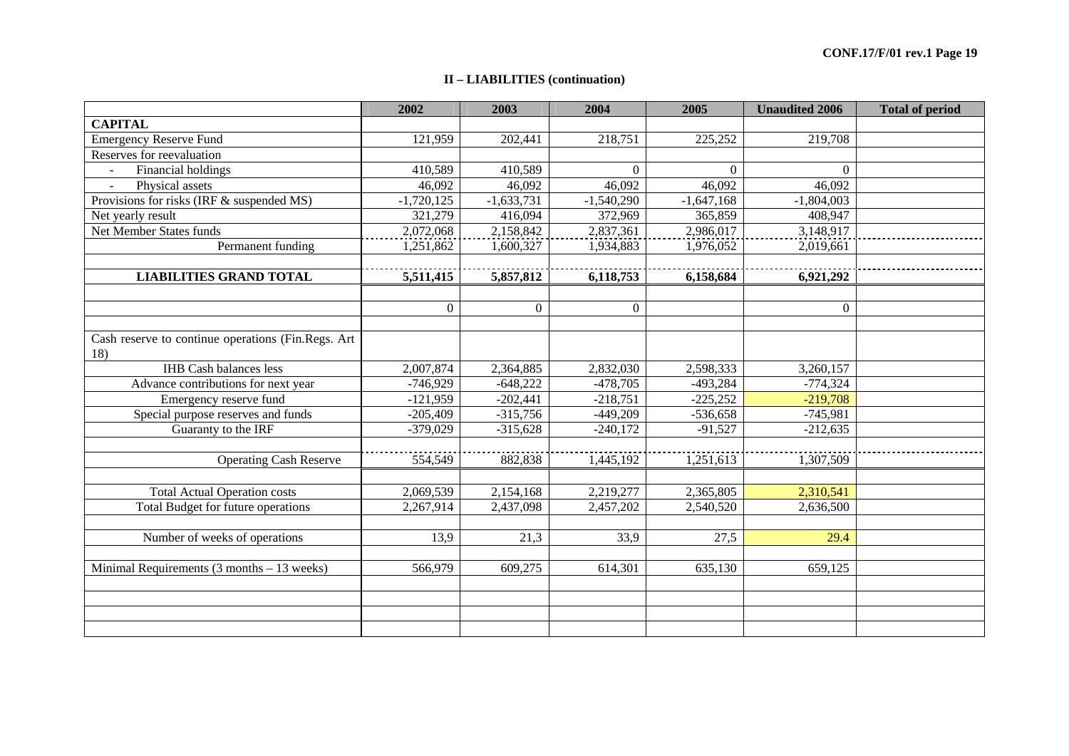## II – LIABILITIES (continuation)

| | 2002 | 2003 | 2004 | 2005 | Unaudited 2006 | Total of period |
|---|---|---|---|---|---|---|
| **CAPITAL** | | | | | | |
| Emergency Reserve Fund | 121,959 | 202,441 | 218,751 | 225,252 | 219,708 | |
| Reserves for reevaluation | | | | | | |
| - Financial holdings | 410,589 | 410,589 | 0 | 0 | 0 | |
| - Physical assets | 46,092 | 46,092 | 46,092 | 46,092 | 46,092 | |
| Provisions for risks (IRF & suspended MS) | -1,720,125 | -1,633,731 | -1,540,290 | -1,647,168 | -1,804,003 | |
| Net yearly result | 321,279 | 416,094 | 372,969 | 365,859 | 408,947 | |
| Net Member States funds | 2,072,068 | 2,158,842 | 2,837,361 | 2,986,017 | 3,148,917 | |
| Permanent funding | 1,251,862 | 1,600,327 | 1,934,883 | 1,976,052 | 2,019,661 | |
| | | | | | | |
| **LIABILITIES GRAND TOTAL** | **5,511,415** | **5,857,812** | **6,118,753** | **6,158,684** | **6,921,292** | |
| | | | | | | |
| | 0 | 0 | 0 | | 0 | |
| | | | | | | |
| Cash reserve to continue operations (Fin.Regs. Art 18) | | | | | | |
| IHB Cash balances less | 2,007,874 | 2,364,885 | 2,832,030 | 2,598,333 | 3,260,157 | |
| Advance contributions for next year | -746,929 | -648,222 | -478,705 | -493,284 | -774,324 | |
| Emergency reserve fund | -121,959 | -202,441 | -218,751 | -225,252 | -219,708 | |
| Special purpose reserves and funds | -205,409 | -315,756 | -449,209 | -536,658 | -745,981 | |
| Guaranty to the IRF | -379,029 | -315,628 | -240,172 | -91,527 | -212,635 | |
| | | | | | | |
| Operating Cash Reserve | 554,549 | 882,838 | 1,445,192 | 1,251,613 | 1,307,509 | |
| | | | | | | |
| Total Actual Operation costs | 2,069,539 | 2,154,168 | 2,219,277 | 2,365,805 | 2,310,541 | |
| Total Budget for future operations | 2,267,914 | 2,437,098 | 2,457,202 | 2,540,520 | 2,636,500 | |
| | | | | | | |
| Number of weeks of operations | 13,9 | 21,3 | 33,9 | 27,5 | 29.4 | |
| | | | | | | |
| Minimal Requirements (3 months – 13 weeks) | 566,979 | 609,275 | 614,301 | 635,130 | 659,125 | |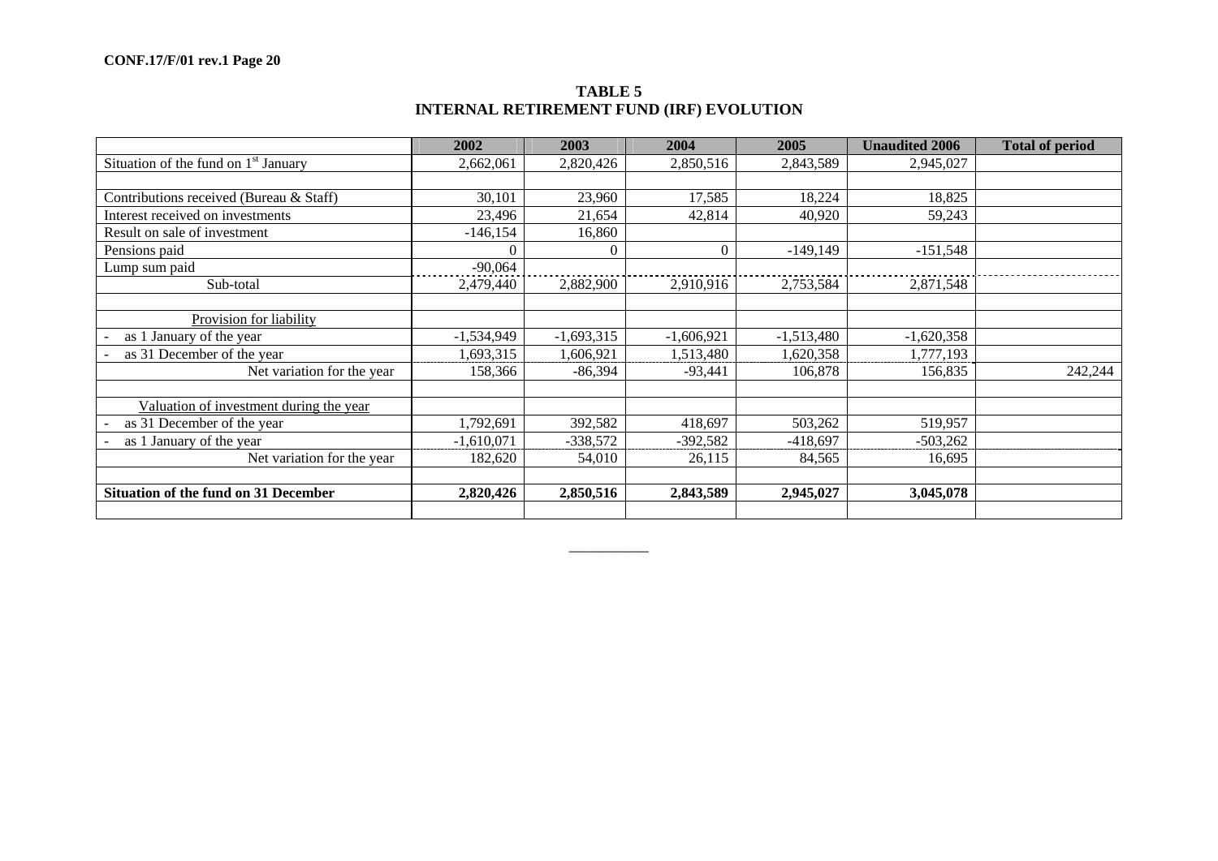## TABLE 5
## INTERNAL RETIREMENT FUND (IRF) EVOLUTION

| | 2002 | 2003 | 2004 | 2005 | Unaudited 2006 | Total of period |
|---|---|---|---|---|---|---|
| Situation of the fund on 1st January | 2,662,061 | 2,820,426 | 2,850,516 | 2,843,589 | 2,945,027 | |
| | | | | | | |
| Contributions received (Bureau & Staff) | 30,101 | 23,960 | 17,585 | 18,224 | 18,825 | |
| Interest received on investments | 23,496 | 21,654 | 42,814 | 40,920 | 59,243 | |
| Result on sale of investment | -146,154 | 16,860 | | | | |
| Pensions paid | 0 | 0 | 0 | -149,149 | -151,548 | |
| Lump sum paid | -90,064 | | | | | |
| Sub-total | 2,479,440 | 2,882,900 | 2,910,916 | 2,753,584 | 2,871,548 | |
| | | | | | | |
| Provision for liability | | | | | | |
| - as 1 January of the year | -1,534,949 | -1,693,315 | -1,606,921 | -1,513,480 | -1,620,358 | |
| - as 31 December of the year | 1,693,315 | 1,606,921 | 1,513,480 | 1,620,358 | 1,777,193 | |
| Net variation for the year | 158,366 | -86,394 | -93,441 | 106,878 | 156,835 | 242,244 |
| | | | | | | |
| Valuation of investment during the year | | | | | | |
| - as 31 December of the year | 1,792,691 | 392,582 | 418,697 | 503,262 | 519,957 | |
| - as 1 January of the year | -1,610,071 | -338,572 | -392,582 | -418,697 | -503,262 | |
| Net variation for the year | 182,620 | 54,010 | 26,115 | 84,565 | 16,695 | |
| | | | | | | |
| **Situation of the fund on 31 December** | **2,820,426** | **2,850,516** | **2,843,589** | **2,945,027** | **3,045,078** | |
| | | | | | | |